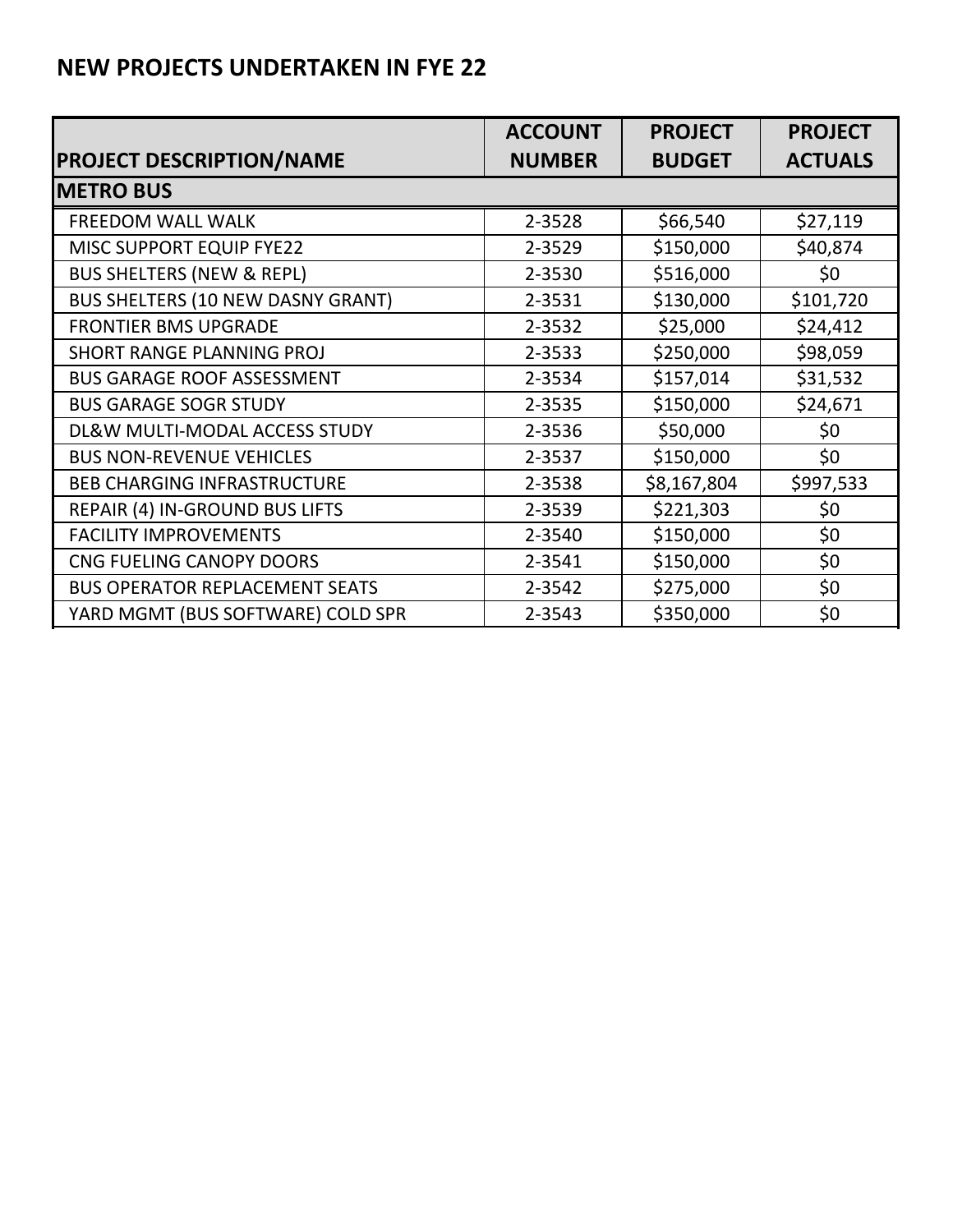# NEW PROJECTS UNDERTAKEN IN FYE 22

| PROJECT DESCRIPTION/NAME | ACCOUNT NUMBER | PROJECT BUDGET | PROJECT ACTUALS |
|---|---|---|---|
| **METRO BUS** | | | |
| FREEDOM WALL WALK | 2-3528 | $66,540 | $27,119 |
| MISC SUPPORT EQUIP FYE22 | 2-3529 | $150,000 | $40,874 |
| BUS SHELTERS (NEW & REPL) | 2-3530 | $516,000 | $0 |
| BUS SHELTERS (10 NEW DASNY GRANT) | 2-3531 | $130,000 | $101,720 |
| FRONTIER BMS UPGRADE | 2-3532 | $25,000 | $24,412 |
| SHORT RANGE PLANNING PROJ | 2-3533 | $250,000 | $98,059 |
| BUS GARAGE ROOF ASSESSMENT | 2-3534 | $157,014 | $31,532 |
| BUS GARAGE SOGR STUDY | 2-3535 | $150,000 | $24,671 |
| DL&W MULTI-MODAL ACCESS STUDY | 2-3536 | $50,000 | $0 |
| BUS NON-REVENUE VEHICLES | 2-3537 | $150,000 | $0 |
| BEB CHARGING INFRASTRUCTURE | 2-3538 | $8,167,804 | $997,533 |
| REPAIR (4) IN-GROUND BUS LIFTS | 2-3539 | $221,303 | $0 |
| FACILITY IMPROVEMENTS | 2-3540 | $150,000 | $0 |
| CNG FUELING CANOPY DOORS | 2-3541 | $150,000 | $0 |
| BUS OPERATOR REPLACEMENT SEATS | 2-3542 | $275,000 | $0 |
| YARD MGMT (BUS SOFTWARE) COLD SPR | 2-3543 | $350,000 | $0 |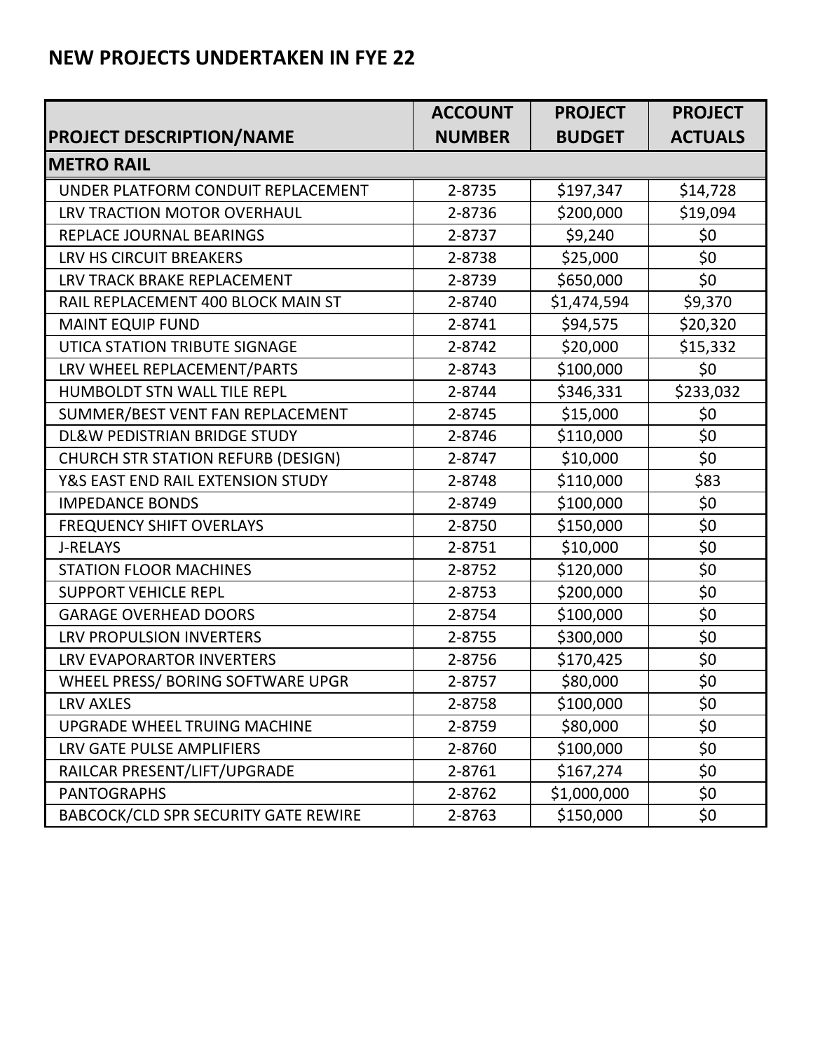## NEW PROJECTS UNDERTAKEN IN FYE 22

| PROJECT DESCRIPTION/NAME | ACCOUNT NUMBER | PROJECT BUDGET | PROJECT ACTUALS |
|---|---|---|---|
| **METRO RAIL** | | | |
| UNDER PLATFORM CONDUIT REPLACEMENT | 2-8735 | $197,347 | $14,728 |
| LRV TRACTION MOTOR OVERHAUL | 2-8736 | $200,000 | $19,094 |
| REPLACE JOURNAL BEARINGS | 2-8737 | $9,240 | $0 |
| LRV HS CIRCUIT BREAKERS | 2-8738 | $25,000 | $0 |
| LRV TRACK BRAKE REPLACEMENT | 2-8739 | $650,000 | $0 |
| RAIL REPLACEMENT 400 BLOCK MAIN ST | 2-8740 | $1,474,594 | $9,370 |
| MAINT EQUIP FUND | 2-8741 | $94,575 | $20,320 |
| UTICA STATION TRIBUTE SIGNAGE | 2-8742 | $20,000 | $15,332 |
| LRV WHEEL REPLACEMENT/PARTS | 2-8743 | $100,000 | $0 |
| HUMBOLDT STN WALL TILE REPL | 2-8744 | $346,331 | $233,032 |
| SUMMER/BEST VENT FAN REPLACEMENT | 2-8745 | $15,000 | $0 |
| DL&W PEDISTRIAN BRIDGE STUDY | 2-8746 | $110,000 | $0 |
| CHURCH STR STATION REFURB (DESIGN) | 2-8747 | $10,000 | $0 |
| Y&S EAST END RAIL EXTENSION STUDY | 2-8748 | $110,000 | $83 |
| IMPEDANCE BONDS | 2-8749 | $100,000 | $0 |
| FREQUENCY SHIFT OVERLAYS | 2-8750 | $150,000 | $0 |
| J-RELAYS | 2-8751 | $10,000 | $0 |
| STATION FLOOR MACHINES | 2-8752 | $120,000 | $0 |
| SUPPORT VEHICLE REPL | 2-8753 | $200,000 | $0 |
| GARAGE OVERHEAD DOORS | 2-8754 | $100,000 | $0 |
| LRV PROPULSION INVERTERS | 2-8755 | $300,000 | $0 |
| LRV EVAPORARTOR INVERTERS | 2-8756 | $170,425 | $0 |
| WHEEL PRESS/ BORING SOFTWARE UPGR | 2-8757 | $80,000 | $0 |
| LRV AXLES | 2-8758 | $100,000 | $0 |
| UPGRADE WHEEL TRUING MACHINE | 2-8759 | $80,000 | $0 |
| LRV GATE PULSE AMPLIFIERS | 2-8760 | $100,000 | $0 |
| RAILCAR PRESENT/LIFT/UPGRADE | 2-8761 | $167,274 | $0 |
| PANTOGRAPHS | 2-8762 | $1,000,000 | $0 |
| BABCOCK/CLD SPR SECURITY GATE REWIRE | 2-8763 | $150,000 | $0 |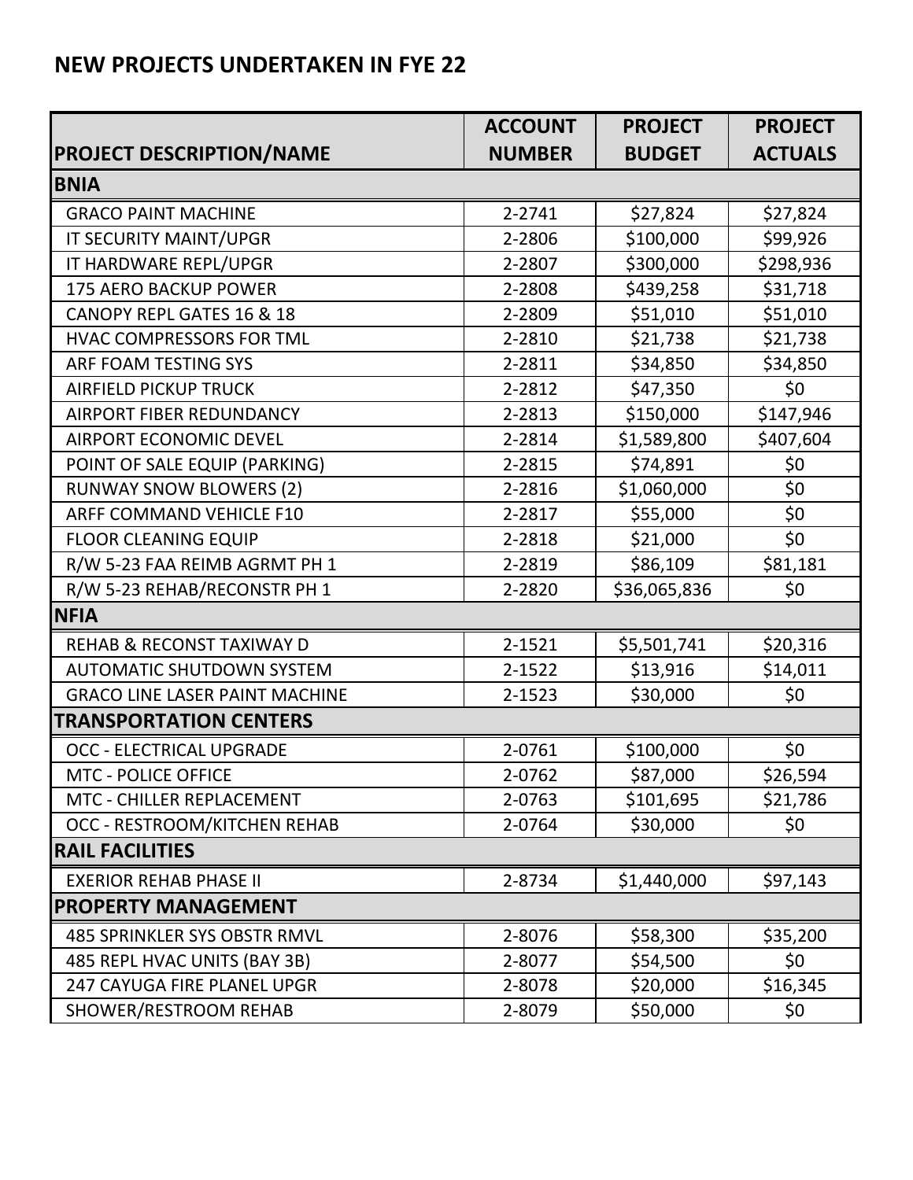# NEW PROJECTS UNDERTAKEN IN FYE 22

| PROJECT DESCRIPTION/NAME | ACCOUNT NUMBER | PROJECT BUDGET | PROJECT ACTUALS |
|---|---|---|---|
| **BNIA** | | | |
| GRACO PAINT MACHINE | 2-2741 | $27,824 | $27,824 |
| IT SECURITY MAINT/UPGR | 2-2806 | $100,000 | $99,926 |
| IT HARDWARE REPL/UPGR | 2-2807 | $300,000 | $298,936 |
| 175 AERO BACKUP POWER | 2-2808 | $439,258 | $31,718 |
| CANOPY REPL GATES 16 & 18 | 2-2809 | $51,010 | $51,010 |
| HVAC COMPRESSORS FOR TML | 2-2810 | $21,738 | $21,738 |
| ARF FOAM TESTING SYS | 2-2811 | $34,850 | $34,850 |
| AIRFIELD PICKUP TRUCK | 2-2812 | $47,350 | $0 |
| AIRPORT FIBER REDUNDANCY | 2-2813 | $150,000 | $147,946 |
| AIRPORT ECONOMIC DEVEL | 2-2814 | $1,589,800 | $407,604 |
| POINT OF SALE EQUIP (PARKING) | 2-2815 | $74,891 | $0 |
| RUNWAY SNOW BLOWERS (2) | 2-2816 | $1,060,000 | $0 |
| ARFF COMMAND VEHICLE F10 | 2-2817 | $55,000 | $0 |
| FLOOR CLEANING EQUIP | 2-2818 | $21,000 | $0 |
| R/W 5-23 FAA REIMB AGRMT PH 1 | 2-2819 | $86,109 | $81,181 |
| R/W 5-23 REHAB/RECONSTR PH 1 | 2-2820 | $36,065,836 | $0 |
| **NFIA** | | | |
| REHAB & RECONST TAXIWAY D | 2-1521 | $5,501,741 | $20,316 |
| AUTOMATIC SHUTDOWN SYSTEM | 2-1522 | $13,916 | $14,011 |
| GRACO LINE LASER PAINT MACHINE | 2-1523 | $30,000 | $0 |
| **TRANSPORTATION CENTERS** | | | |
| OCC - ELECTRICAL UPGRADE | 2-0761 | $100,000 | $0 |
| MTC - POLICE OFFICE | 2-0762 | $87,000 | $26,594 |
| MTC - CHILLER REPLACEMENT | 2-0763 | $101,695 | $21,786 |
| OCC - RESTROOM/KITCHEN REHAB | 2-0764 | $30,000 | $0 |
| **RAIL FACILITIES** | | | |
| EXERIOR REHAB PHASE II | 2-8734 | $1,440,000 | $97,143 |
| **PROPERTY MANAGEMENT** | | | |
| 485 SPRINKLER SYS OBSTR RMVL | 2-8076 | $58,300 | $35,200 |
| 485 REPL HVAC UNITS (BAY 3B) | 2-8077 | $54,500 | $0 |
| 247 CAYUGA FIRE PLANEL UPGR | 2-8078 | $20,000 | $16,345 |
| SHOWER/RESTROOM REHAB | 2-8079 | $50,000 | $0 |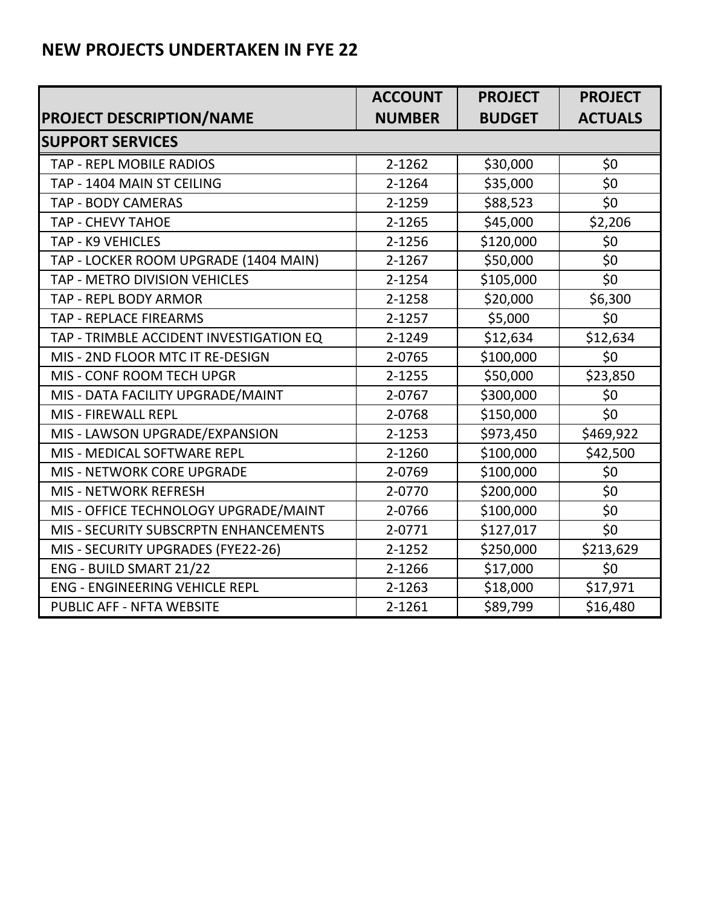# NEW PROJECTS UNDERTAKEN IN FYE 22

| PROJECT DESCRIPTION/NAME | ACCOUNT NUMBER | PROJECT BUDGET | PROJECT ACTUALS |
|---|---|---|---|
| **SUPPORT SERVICES** | | | |
| TAP - REPL MOBILE RADIOS | 2-1262 | $30,000 | $0 |
| TAP - 1404 MAIN ST CEILING | 2-1264 | $35,000 | $0 |
| TAP - BODY CAMERAS | 2-1259 | $88,523 | $0 |
| TAP - CHEVY TAHOE | 2-1265 | $45,000 | $2,206 |
| TAP - K9 VEHICLES | 2-1256 | $120,000 | $0 |
| TAP - LOCKER ROOM UPGRADE (1404 MAIN) | 2-1267 | $50,000 | $0 |
| TAP - METRO DIVISION VEHICLES | 2-1254 | $105,000 | $0 |
| TAP - REPL BODY ARMOR | 2-1258 | $20,000 | $6,300 |
| TAP - REPLACE FIREARMS | 2-1257 | $5,000 | $0 |
| TAP - TRIMBLE ACCIDENT INVESTIGATION EQ | 2-1249 | $12,634 | $12,634 |
| MIS - 2ND FLOOR MTC IT RE-DESIGN | 2-0765 | $100,000 | $0 |
| MIS - CONF ROOM TECH UPGR | 2-1255 | $50,000 | $23,850 |
| MIS - DATA FACILITY UPGRADE/MAINT | 2-0767 | $300,000 | $0 |
| MIS - FIREWALL REPL | 2-0768 | $150,000 | $0 |
| MIS - LAWSON UPGRADE/EXPANSION | 2-1253 | $973,450 | $469,922 |
| MIS - MEDICAL SOFTWARE REPL | 2-1260 | $100,000 | $42,500 |
| MIS - NETWORK CORE UPGRADE | 2-0769 | $100,000 | $0 |
| MIS - NETWORK REFRESH | 2-0770 | $200,000 | $0 |
| MIS - OFFICE TECHNOLOGY UPGRADE/MAINT | 2-0766 | $100,000 | $0 |
| MIS - SECURITY SUBSCRPTN ENHANCEMENTS | 2-0771 | $127,017 | $0 |
| MIS - SECURITY UPGRADES (FYE22-26) | 2-1252 | $250,000 | $213,629 |
| ENG - BUILD SMART 21/22 | 2-1266 | $17,000 | $0 |
| ENG - ENGINEERING VEHICLE REPL | 2-1263 | $18,000 | $17,971 |
| PUBLIC AFF - NFTA WEBSITE | 2-1261 | $89,799 | $16,480 |